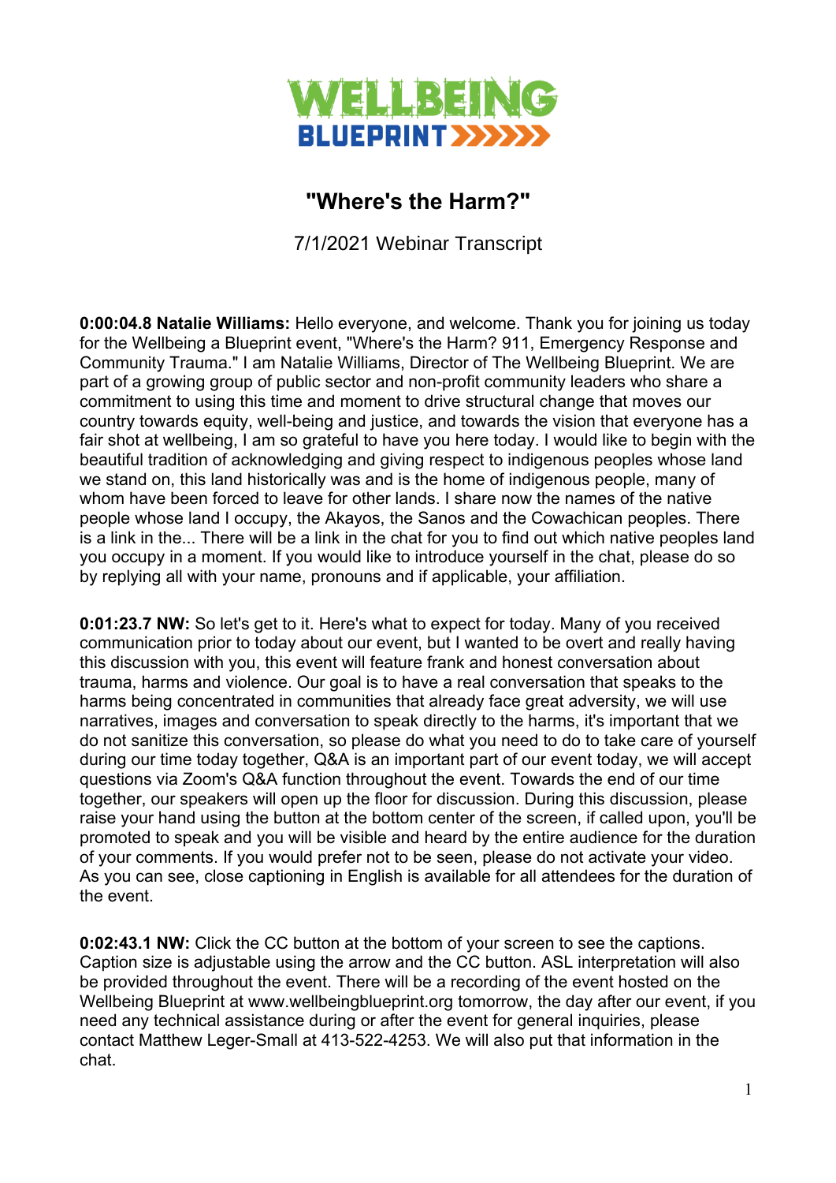# WELLBEING BLUEPRINT

## "Where's the Harm?"

7/1/2021 Webinar Transcript

**0:00:04.8 Natalie Williams:** Hello everyone, and welcome. Thank you for joining us today for the Wellbeing a Blueprint event, "Where's the Harm? 911, Emergency Response and Community Trauma." I am Natalie Williams, Director of The Wellbeing Blueprint. We are part of a growing group of public sector and non-profit community leaders who share a commitment to using this time and moment to drive structural change that moves our country towards equity, well-being and justice, and towards the vision that everyone has a fair shot at wellbeing, I am so grateful to have you here today. I would like to begin with the beautiful tradition of acknowledging and giving respect to indigenous peoples whose land we stand on, this land historically was and is the home of indigenous people, many of whom have been forced to leave for other lands. I share now the names of the native people whose land I occupy, the Akayos, the Sanos and the Cowachican peoples. There is a link in the... There will be a link in the chat for you to find out which native peoples land you occupy in a moment. If you would like to introduce yourself in the chat, please do so by replying all with your name, pronouns and if applicable, your affiliation.

**0:01:23.7 NW:** So let's get to it. Here's what to expect for today. Many of you received communication prior to today about our event, but I wanted to be overt and really having this discussion with you, this event will feature frank and honest conversation about trauma, harms and violence. Our goal is to have a real conversation that speaks to the harms being concentrated in communities that already face great adversity, we will use narratives, images and conversation to speak directly to the harms, it's important that we do not sanitize this conversation, so please do what you need to do to take care of yourself during our time today together, Q&A is an important part of our event today, we will accept questions via Zoom's Q&A function throughout the event. Towards the end of our time together, our speakers will open up the floor for discussion. During this discussion, please raise your hand using the button at the bottom center of the screen, if called upon, you'll be promoted to speak and you will be visible and heard by the entire audience for the duration of your comments. If you would prefer not to be seen, please do not activate your video. As you can see, close captioning in English is available for all attendees for the duration of the event.

**0:02:43.1 NW:** Click the CC button at the bottom of your screen to see the captions. Caption size is adjustable using the arrow and the CC button. ASL interpretation will also be provided throughout the event. There will be a recording of the event hosted on the Wellbeing Blueprint at www.wellbeingblueprint.org tomorrow, the day after our event, if you need any technical assistance during or after the event for general inquiries, please contact Matthew Leger-Small at 413-522-4253. We will also put that information in the chat.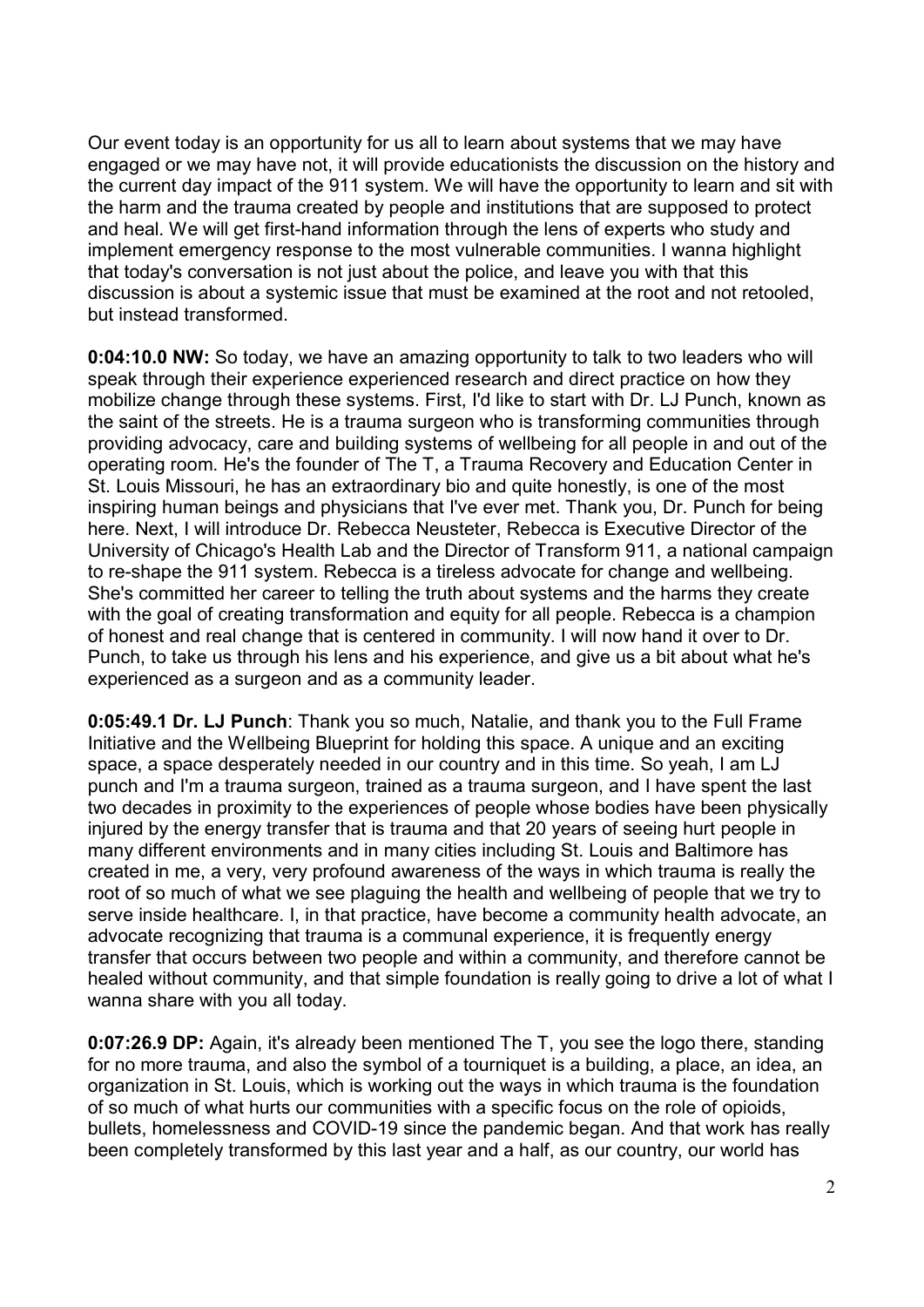Our event today is an opportunity for us all to learn about systems that we may have engaged or we may have not, it will provide educationists the discussion on the history and the current day impact of the 911 system. We will have the opportunity to learn and sit with the harm and the trauma created by people and institutions that are supposed to protect and heal. We will get first-hand information through the lens of experts who study and implement emergency response to the most vulnerable communities. I wanna highlight that today's conversation is not just about the police, and leave you with that this discussion is about a systemic issue that must be examined at the root and not retooled, but instead transformed.

**0:04:10.0 NW:** So today, we have an amazing opportunity to talk to two leaders who will speak through their experience experienced research and direct practice on how they mobilize change through these systems. First, I'd like to start with Dr. LJ Punch, known as the saint of the streets. He is a trauma surgeon who is transforming communities through providing advocacy, care and building systems of wellbeing for all people in and out of the operating room. He's the founder of The T, a Trauma Recovery and Education Center in St. Louis Missouri, he has an extraordinary bio and quite honestly, is one of the most inspiring human beings and physicians that I've ever met. Thank you, Dr. Punch for being here. Next, I will introduce Dr. Rebecca Neusteter, Rebecca is Executive Director of the University of Chicago's Health Lab and the Director of Transform 911, a national campaign to re-shape the 911 system. Rebecca is a tireless advocate for change and wellbeing. She's committed her career to telling the truth about systems and the harms they create with the goal of creating transformation and equity for all people. Rebecca is a champion of honest and real change that is centered in community. I will now hand it over to Dr. Punch, to take us through his lens and his experience, and give us a bit about what he's experienced as a surgeon and as a community leader.

**0:05:49.1 Dr. LJ Punch**: Thank you so much, Natalie, and thank you to the Full Frame Initiative and the Wellbeing Blueprint for holding this space. A unique and an exciting space, a space desperately needed in our country and in this time. So yeah, I am LJ punch and I'm a trauma surgeon, trained as a trauma surgeon, and I have spent the last two decades in proximity to the experiences of people whose bodies have been physically injured by the energy transfer that is trauma and that 20 years of seeing hurt people in many different environments and in many cities including St. Louis and Baltimore has created in me, a very, very profound awareness of the ways in which trauma is really the root of so much of what we see plaguing the health and wellbeing of people that we try to serve inside healthcare. I, in that practice, have become a community health advocate, an advocate recognizing that trauma is a communal experience, it is frequently energy transfer that occurs between two people and within a community, and therefore cannot be healed without community, and that simple foundation is really going to drive a lot of what I wanna share with you all today.

**0:07:26.9 DP:** Again, it's already been mentioned The T, you see the logo there, standing for no more trauma, and also the symbol of a tourniquet is a building, a place, an idea, an organization in St. Louis, which is working out the ways in which trauma is the foundation of so much of what hurts our communities with a specific focus on the role of opioids, bullets, homelessness and COVID-19 since the pandemic began. And that work has really been completely transformed by this last year and a half, as our country, our world has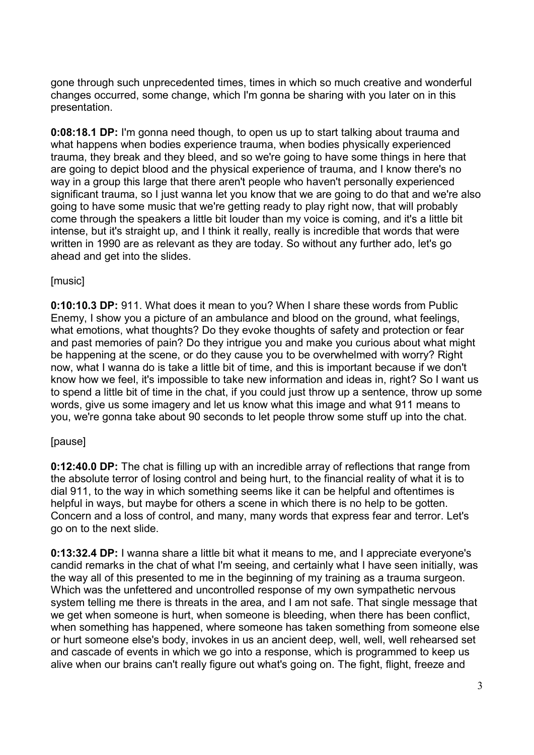gone through such unprecedented times, times in which so much creative and wonderful changes occurred, some change, which I'm gonna be sharing with you later on in this presentation.

**0:08:18.1 DP:** I'm gonna need though, to open us up to start talking about trauma and what happens when bodies experience trauma, when bodies physically experienced trauma, they break and they bleed, and so we're going to have some things in here that are going to depict blood and the physical experience of trauma, and I know there's no way in a group this large that there aren't people who haven't personally experienced significant trauma, so I just wanna let you know that we are going to do that and we're also going to have some music that we're getting ready to play right now, that will probably come through the speakers a little bit louder than my voice is coming, and it's a little bit intense, but it's straight up, and I think it really, really is incredible that words that were written in 1990 are as relevant as they are today. So without any further ado, let's go ahead and get into the slides.

[music]

**0:10:10.3 DP:** 911. What does it mean to you? When I share these words from Public Enemy, I show you a picture of an ambulance and blood on the ground, what feelings, what emotions, what thoughts? Do they evoke thoughts of safety and protection or fear and past memories of pain? Do they intrigue you and make you curious about what might be happening at the scene, or do they cause you to be overwhelmed with worry? Right now, what I wanna do is take a little bit of time, and this is important because if we don't know how we feel, it's impossible to take new information and ideas in, right? So I want us to spend a little bit of time in the chat, if you could just throw up a sentence, throw up some words, give us some imagery and let us know what this image and what 911 means to you, we're gonna take about 90 seconds to let people throw some stuff up into the chat.

[pause]

**0:12:40.0 DP:** The chat is filling up with an incredible array of reflections that range from the absolute terror of losing control and being hurt, to the financial reality of what it is to dial 911, to the way in which something seems like it can be helpful and oftentimes is helpful in ways, but maybe for others a scene in which there is no help to be gotten. Concern and a loss of control, and many, many words that express fear and terror. Let's go on to the next slide.

**0:13:32.4 DP:** I wanna share a little bit what it means to me, and I appreciate everyone's candid remarks in the chat of what I'm seeing, and certainly what I have seen initially, was the way all of this presented to me in the beginning of my training as a trauma surgeon. Which was the unfettered and uncontrolled response of my own sympathetic nervous system telling me there is threats in the area, and I am not safe. That single message that we get when someone is hurt, when someone is bleeding, when there has been conflict, when something has happened, where someone has taken something from someone else or hurt someone else's body, invokes in us an ancient deep, well, well, well rehearsed set and cascade of events in which we go into a response, which is programmed to keep us alive when our brains can't really figure out what's going on. The fight, flight, freeze and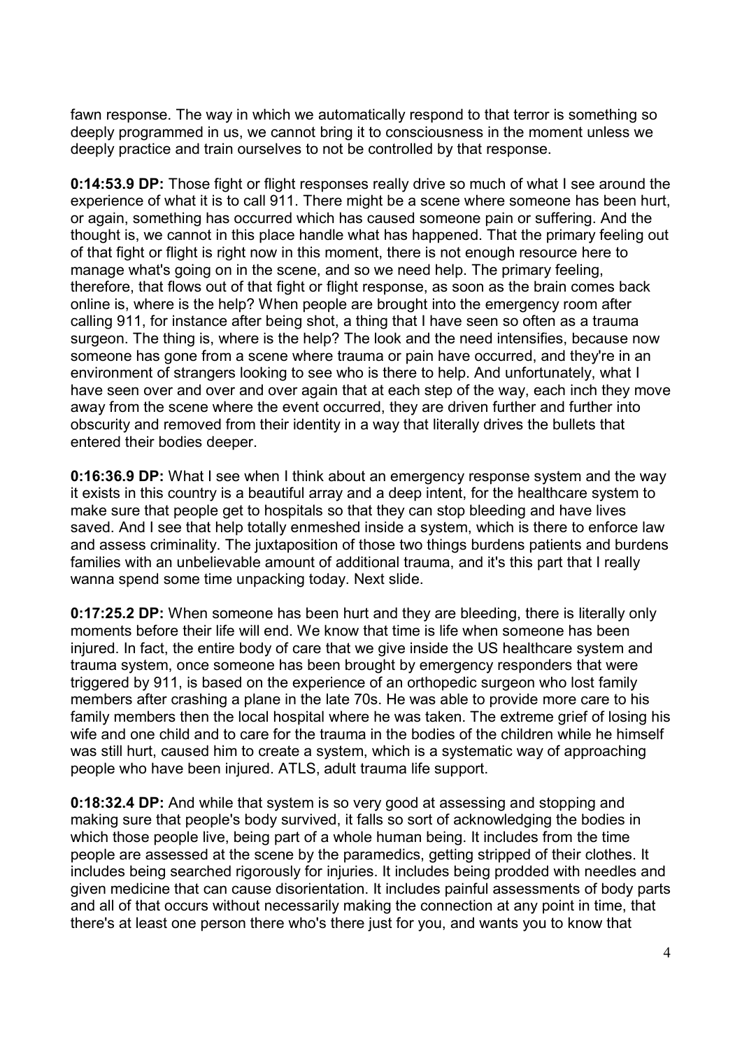fawn response. The way in which we automatically respond to that terror is something so deeply programmed in us, we cannot bring it to consciousness in the moment unless we deeply practice and train ourselves to not be controlled by that response.

**0:14:53.9 DP:** Those fight or flight responses really drive so much of what I see around the experience of what it is to call 911. There might be a scene where someone has been hurt, or again, something has occurred which has caused someone pain or suffering. And the thought is, we cannot in this place handle what has happened. That the primary feeling out of that fight or flight is right now in this moment, there is not enough resource here to manage what's going on in the scene, and so we need help. The primary feeling, therefore, that flows out of that fight or flight response, as soon as the brain comes back online is, where is the help? When people are brought into the emergency room after calling 911, for instance after being shot, a thing that I have seen so often as a trauma surgeon. The thing is, where is the help? The look and the need intensifies, because now someone has gone from a scene where trauma or pain have occurred, and they're in an environment of strangers looking to see who is there to help. And unfortunately, what I have seen over and over and over again that at each step of the way, each inch they move away from the scene where the event occurred, they are driven further and further into obscurity and removed from their identity in a way that literally drives the bullets that entered their bodies deeper.

**0:16:36.9 DP:** What I see when I think about an emergency response system and the way it exists in this country is a beautiful array and a deep intent, for the healthcare system to make sure that people get to hospitals so that they can stop bleeding and have lives saved. And I see that help totally enmeshed inside a system, which is there to enforce law and assess criminality. The juxtaposition of those two things burdens patients and burdens families with an unbelievable amount of additional trauma, and it's this part that I really wanna spend some time unpacking today. Next slide.

**0:17:25.2 DP:** When someone has been hurt and they are bleeding, there is literally only moments before their life will end. We know that time is life when someone has been injured. In fact, the entire body of care that we give inside the US healthcare system and trauma system, once someone has been brought by emergency responders that were triggered by 911, is based on the experience of an orthopedic surgeon who lost family members after crashing a plane in the late 70s. He was able to provide more care to his family members then the local hospital where he was taken. The extreme grief of losing his wife and one child and to care for the trauma in the bodies of the children while he himself was still hurt, caused him to create a system, which is a systematic way of approaching people who have been injured. ATLS, adult trauma life support.

**0:18:32.4 DP:** And while that system is so very good at assessing and stopping and making sure that people's body survived, it falls so sort of acknowledging the bodies in which those people live, being part of a whole human being. It includes from the time people are assessed at the scene by the paramedics, getting stripped of their clothes. It includes being searched rigorously for injuries. It includes being prodded with needles and given medicine that can cause disorientation. It includes painful assessments of body parts and all of that occurs without necessarily making the connection at any point in time, that there's at least one person there who's there just for you, and wants you to know that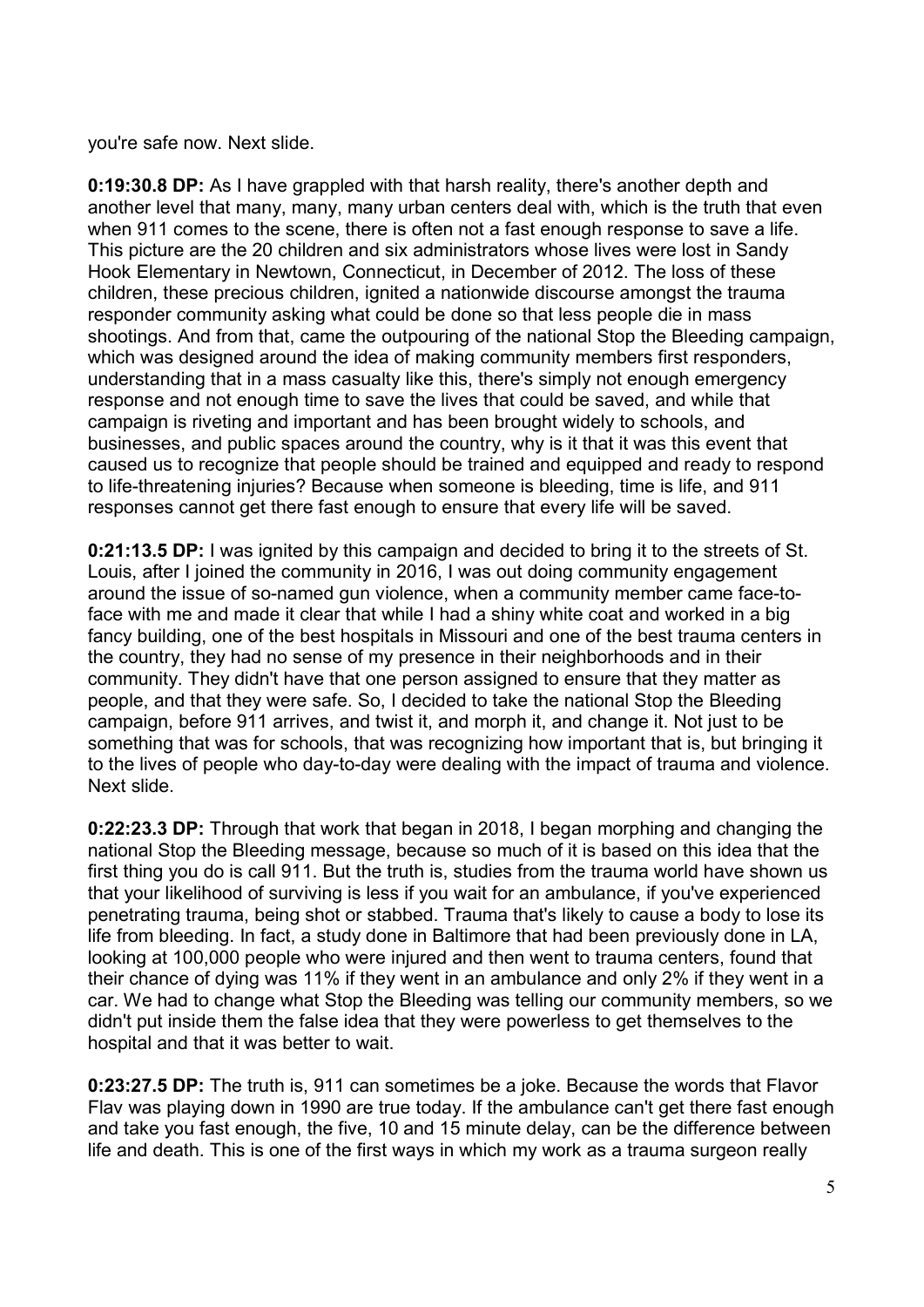you're safe now. Next slide.

**0:19:30.8 DP:** As I have grappled with that harsh reality, there's another depth and another level that many, many, many urban centers deal with, which is the truth that even when 911 comes to the scene, there is often not a fast enough response to save a life. This picture are the 20 children and six administrators whose lives were lost in Sandy Hook Elementary in Newtown, Connecticut, in December of 2012. The loss of these children, these precious children, ignited a nationwide discourse amongst the trauma responder community asking what could be done so that less people die in mass shootings. And from that, came the outpouring of the national Stop the Bleeding campaign, which was designed around the idea of making community members first responders, understanding that in a mass casualty like this, there's simply not enough emergency response and not enough time to save the lives that could be saved, and while that campaign is riveting and important and has been brought widely to schools, and businesses, and public spaces around the country, why is it that it was this event that caused us to recognize that people should be trained and equipped and ready to respond to life-threatening injuries? Because when someone is bleeding, time is life, and 911 responses cannot get there fast enough to ensure that every life will be saved.

**0:21:13.5 DP:** I was ignited by this campaign and decided to bring it to the streets of St. Louis, after I joined the community in 2016, I was out doing community engagement around the issue of so-named gun violence, when a community member came face-to-face with me and made it clear that while I had a shiny white coat and worked in a big fancy building, one of the best hospitals in Missouri and one of the best trauma centers in the country, they had no sense of my presence in their neighborhoods and in their community. They didn't have that one person assigned to ensure that they matter as people, and that they were safe. So, I decided to take the national Stop the Bleeding campaign, before 911 arrives, and twist it, and morph it, and change it. Not just to be something that was for schools, that was recognizing how important that is, but bringing it to the lives of people who day-to-day were dealing with the impact of trauma and violence. Next slide.

**0:22:23.3 DP:** Through that work that began in 2018, I began morphing and changing the national Stop the Bleeding message, because so much of it is based on this idea that the first thing you do is call 911. But the truth is, studies from the trauma world have shown us that your likelihood of surviving is less if you wait for an ambulance, if you've experienced penetrating trauma, being shot or stabbed. Trauma that's likely to cause a body to lose its life from bleeding. In fact, a study done in Baltimore that had been previously done in LA, looking at 100,000 people who were injured and then went to trauma centers, found that their chance of dying was 11% if they went in an ambulance and only 2% if they went in a car. We had to change what Stop the Bleeding was telling our community members, so we didn't put inside them the false idea that they were powerless to get themselves to the hospital and that it was better to wait.

**0:23:27.5 DP:** The truth is, 911 can sometimes be a joke. Because the words that Flavor Flav was playing down in 1990 are true today. If the ambulance can't get there fast enough and take you fast enough, the five, 10 and 15 minute delay, can be the difference between life and death. This is one of the first ways in which my work as a trauma surgeon really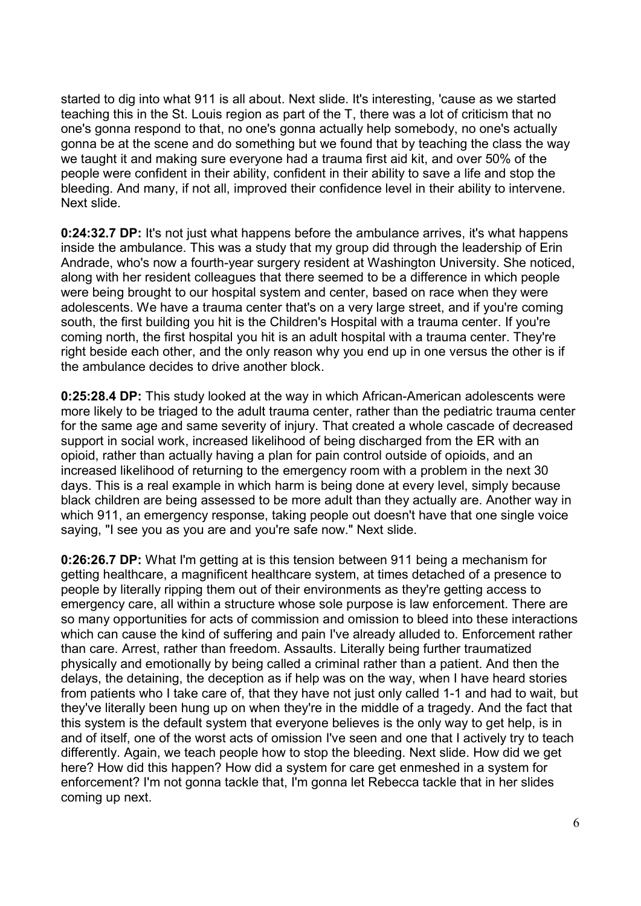started to dig into what 911 is all about. Next slide. It's interesting, 'cause as we started teaching this in the St. Louis region as part of the T, there was a lot of criticism that no one's gonna respond to that, no one's gonna actually help somebody, no one's actually gonna be at the scene and do something but we found that by teaching the class the way we taught it and making sure everyone had a trauma first aid kit, and over 50% of the people were confident in their ability, confident in their ability to save a life and stop the bleeding. And many, if not all, improved their confidence level in their ability to intervene. Next slide.

**0:24:32.7 DP:** It's not just what happens before the ambulance arrives, it's what happens inside the ambulance. This was a study that my group did through the leadership of Erin Andrade, who's now a fourth-year surgery resident at Washington University. She noticed, along with her resident colleagues that there seemed to be a difference in which people were being brought to our hospital system and center, based on race when they were adolescents. We have a trauma center that's on a very large street, and if you're coming south, the first building you hit is the Children's Hospital with a trauma center. If you're coming north, the first hospital you hit is an adult hospital with a trauma center. They're right beside each other, and the only reason why you end up in one versus the other is if the ambulance decides to drive another block.

**0:25:28.4 DP:** This study looked at the way in which African-American adolescents were more likely to be triaged to the adult trauma center, rather than the pediatric trauma center for the same age and same severity of injury. That created a whole cascade of decreased support in social work, increased likelihood of being discharged from the ER with an opioid, rather than actually having a plan for pain control outside of opioids, and an increased likelihood of returning to the emergency room with a problem in the next 30 days. This is a real example in which harm is being done at every level, simply because black children are being assessed to be more adult than they actually are. Another way in which 911, an emergency response, taking people out doesn't have that one single voice saying, "I see you as you are and you're safe now." Next slide.

**0:26:26.7 DP:** What I'm getting at is this tension between 911 being a mechanism for getting healthcare, a magnificent healthcare system, at times detached of a presence to people by literally ripping them out of their environments as they're getting access to emergency care, all within a structure whose sole purpose is law enforcement. There are so many opportunities for acts of commission and omission to bleed into these interactions which can cause the kind of suffering and pain I've already alluded to. Enforcement rather than care. Arrest, rather than freedom. Assaults. Literally being further traumatized physically and emotionally by being called a criminal rather than a patient. And then the delays, the detaining, the deception as if help was on the way, when I have heard stories from patients who I take care of, that they have not just only called 1-1 and had to wait, but they've literally been hung up on when they're in the middle of a tragedy. And the fact that this system is the default system that everyone believes is the only way to get help, is in and of itself, one of the worst acts of omission I've seen and one that I actively try to teach differently. Again, we teach people how to stop the bleeding. Next slide. How did we get here? How did this happen? How did a system for care get enmeshed in a system for enforcement? I'm not gonna tackle that, I'm gonna let Rebecca tackle that in her slides coming up next.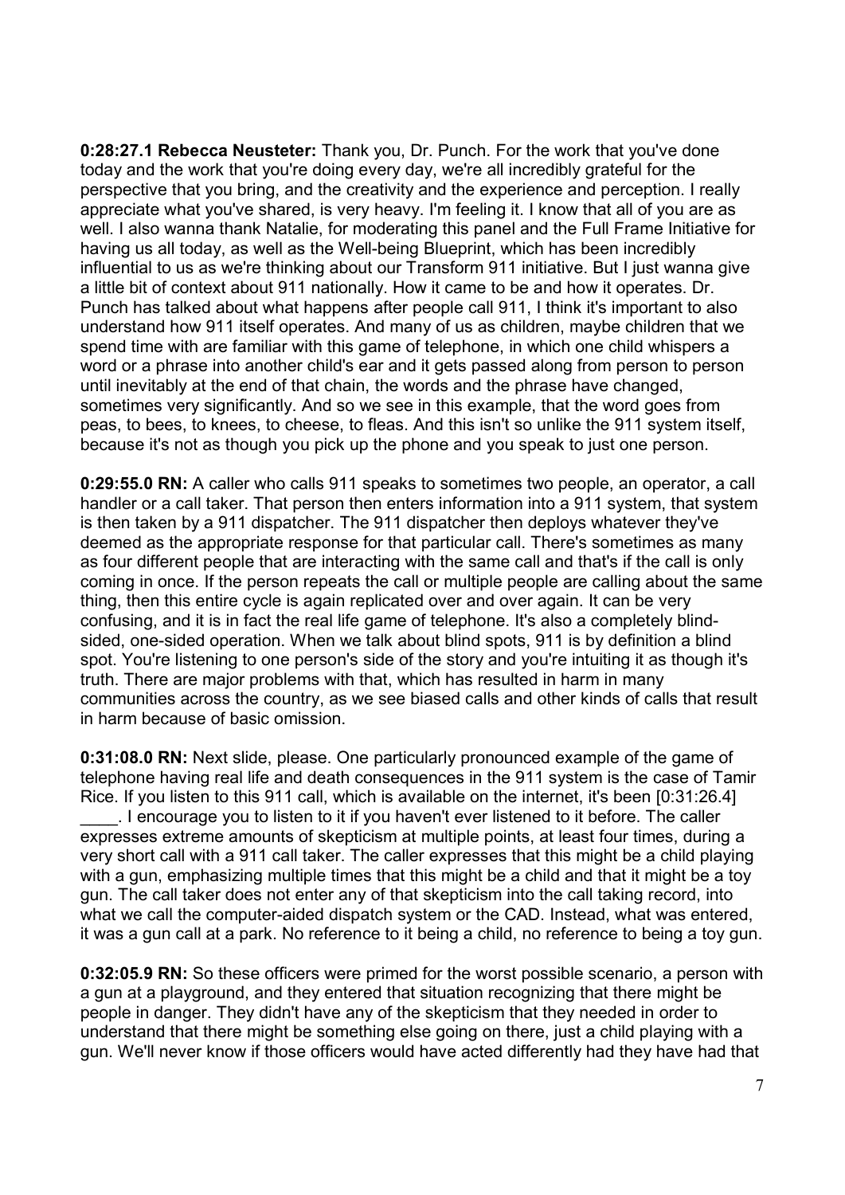**0:28:27.1 Rebecca Neusteter:** Thank you, Dr. Punch. For the work that you've done today and the work that you're doing every day, we're all incredibly grateful for the perspective that you bring, and the creativity and the experience and perception. I really appreciate what you've shared, is very heavy. I'm feeling it. I know that all of you are as well. I also wanna thank Natalie, for moderating this panel and the Full Frame Initiative for having us all today, as well as the Well-being Blueprint, which has been incredibly influential to us as we're thinking about our Transform 911 initiative. But I just wanna give a little bit of context about 911 nationally. How it came to be and how it operates. Dr. Punch has talked about what happens after people call 911, I think it's important to also understand how 911 itself operates. And many of us as children, maybe children that we spend time with are familiar with this game of telephone, in which one child whispers a word or a phrase into another child's ear and it gets passed along from person to person until inevitably at the end of that chain, the words and the phrase have changed, sometimes very significantly. And so we see in this example, that the word goes from peas, to bees, to knees, to cheese, to fleas. And this isn't so unlike the 911 system itself, because it's not as though you pick up the phone and you speak to just one person.

**0:29:55.0 RN:** A caller who calls 911 speaks to sometimes two people, an operator, a call handler or a call taker. That person then enters information into a 911 system, that system is then taken by a 911 dispatcher. The 911 dispatcher then deploys whatever they've deemed as the appropriate response for that particular call. There's sometimes as many as four different people that are interacting with the same call and that's if the call is only coming in once. If the person repeats the call or multiple people are calling about the same thing, then this entire cycle is again replicated over and over again. It can be very confusing, and it is in fact the real life game of telephone. It's also a completely blind-sided, one-sided operation. When we talk about blind spots, 911 is by definition a blind spot. You're listening to one person's side of the story and you're intuiting it as though it's truth. There are major problems with that, which has resulted in harm in many communities across the country, as we see biased calls and other kinds of calls that result in harm because of basic omission.

**0:31:08.0 RN:** Next slide, please. One particularly pronounced example of the game of telephone having real life and death consequences in the 911 system is the case of Tamir Rice. If you listen to this 911 call, which is available on the internet, it's been [0:31:26.4] ____. I encourage you to listen to it if you haven't ever listened to it before. The caller expresses extreme amounts of skepticism at multiple points, at least four times, during a very short call with a 911 call taker. The caller expresses that this might be a child playing with a gun, emphasizing multiple times that this might be a child and that it might be a toy gun. The call taker does not enter any of that skepticism into the call taking record, into what we call the computer-aided dispatch system or the CAD. Instead, what was entered, it was a gun call at a park. No reference to it being a child, no reference to being a toy gun.

**0:32:05.9 RN:** So these officers were primed for the worst possible scenario, a person with a gun at a playground, and they entered that situation recognizing that there might be people in danger. They didn't have any of the skepticism that they needed in order to understand that there might be something else going on there, just a child playing with a gun. We'll never know if those officers would have acted differently had they have had that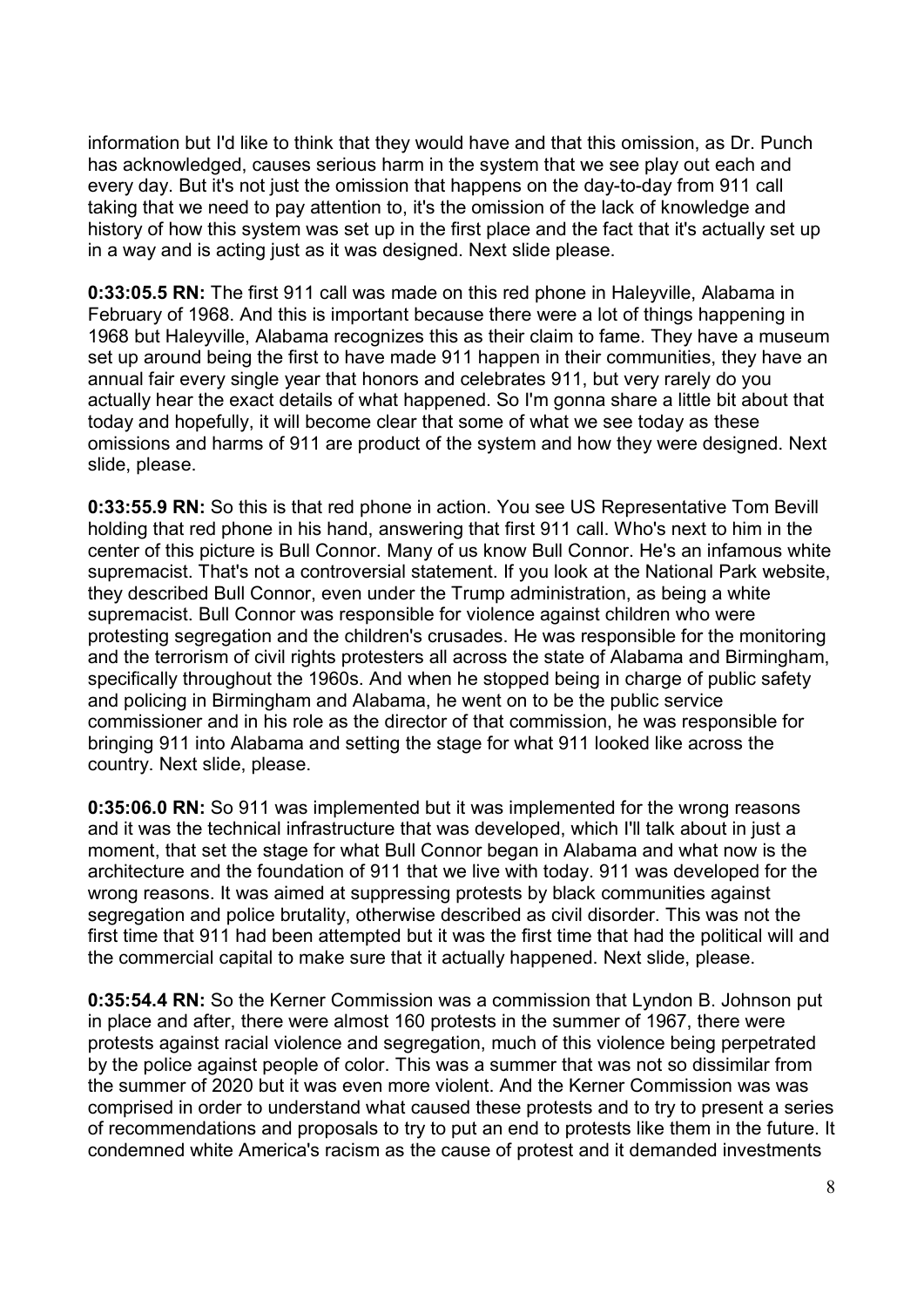information but I'd like to think that they would have and that this omission, as Dr. Punch has acknowledged, causes serious harm in the system that we see play out each and every day. But it's not just the omission that happens on the day-to-day from 911 call taking that we need to pay attention to, it's the omission of the lack of knowledge and history of how this system was set up in the first place and the fact that it's actually set up in a way and is acting just as it was designed. Next slide please.

**0:33:05.5 RN:** The first 911 call was made on this red phone in Haleyville, Alabama in February of 1968. And this is important because there were a lot of things happening in 1968 but Haleyville, Alabama recognizes this as their claim to fame. They have a museum set up around being the first to have made 911 happen in their communities, they have an annual fair every single year that honors and celebrates 911, but very rarely do you actually hear the exact details of what happened. So I'm gonna share a little bit about that today and hopefully, it will become clear that some of what we see today as these omissions and harms of 911 are product of the system and how they were designed. Next slide, please.

**0:33:55.9 RN:** So this is that red phone in action. You see US Representative Tom Bevill holding that red phone in his hand, answering that first 911 call. Who's next to him in the center of this picture is Bull Connor. Many of us know Bull Connor. He's an infamous white supremacist. That's not a controversial statement. If you look at the National Park website, they described Bull Connor, even under the Trump administration, as being a white supremacist. Bull Connor was responsible for violence against children who were protesting segregation and the children's crusades. He was responsible for the monitoring and the terrorism of civil rights protesters all across the state of Alabama and Birmingham, specifically throughout the 1960s. And when he stopped being in charge of public safety and policing in Birmingham and Alabama, he went on to be the public service commissioner and in his role as the director of that commission, he was responsible for bringing 911 into Alabama and setting the stage for what 911 looked like across the country. Next slide, please.

**0:35:06.0 RN:** So 911 was implemented but it was implemented for the wrong reasons and it was the technical infrastructure that was developed, which I'll talk about in just a moment, that set the stage for what Bull Connor began in Alabama and what now is the architecture and the foundation of 911 that we live with today. 911 was developed for the wrong reasons. It was aimed at suppressing protests by black communities against segregation and police brutality, otherwise described as civil disorder. This was not the first time that 911 had been attempted but it was the first time that had the political will and the commercial capital to make sure that it actually happened. Next slide, please.

**0:35:54.4 RN:** So the Kerner Commission was a commission that Lyndon B. Johnson put in place and after, there were almost 160 protests in the summer of 1967, there were protests against racial violence and segregation, much of this violence being perpetrated by the police against people of color. This was a summer that was not so dissimilar from the summer of 2020 but it was even more violent. And the Kerner Commission was was comprised in order to understand what caused these protests and to try to present a series of recommendations and proposals to try to put an end to protests like them in the future. It condemned white America's racism as the cause of protest and it demanded investments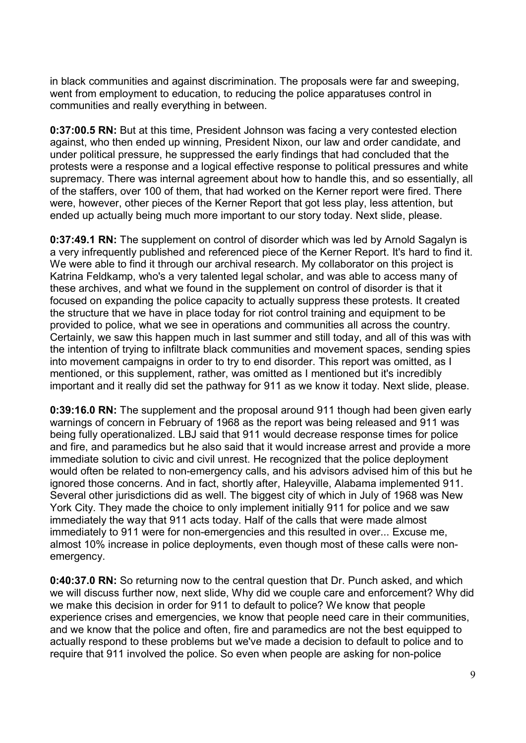in black communities and against discrimination. The proposals were far and sweeping, went from employment to education, to reducing the police apparatuses control in communities and really everything in between.

**0:37:00.5 RN:** But at this time, President Johnson was facing a very contested election against, who then ended up winning, President Nixon, our law and order candidate, and under political pressure, he suppressed the early findings that had concluded that the protests were a response and a logical effective response to political pressures and white supremacy. There was internal agreement about how to handle this, and so essentially, all of the staffers, over 100 of them, that had worked on the Kerner report were fired. There were, however, other pieces of the Kerner Report that got less play, less attention, but ended up actually being much more important to our story today. Next slide, please.

**0:37:49.1 RN:** The supplement on control of disorder which was led by Arnold Sagalyn is a very infrequently published and referenced piece of the Kerner Report. It's hard to find it. We were able to find it through our archival research. My collaborator on this project is Katrina Feldkamp, who's a very talented legal scholar, and was able to access many of these archives, and what we found in the supplement on control of disorder is that it focused on expanding the police capacity to actually suppress these protests. It created the structure that we have in place today for riot control training and equipment to be provided to police, what we see in operations and communities all across the country. Certainly, we saw this happen much in last summer and still today, and all of this was with the intention of trying to infiltrate black communities and movement spaces, sending spies into movement campaigns in order to try to end disorder. This report was omitted, as I mentioned, or this supplement, rather, was omitted as I mentioned but it's incredibly important and it really did set the pathway for 911 as we know it today. Next slide, please.

**0:39:16.0 RN:** The supplement and the proposal around 911 though had been given early warnings of concern in February of 1968 as the report was being released and 911 was being fully operationalized. LBJ said that 911 would decrease response times for police and fire, and paramedics but he also said that it would increase arrest and provide a more immediate solution to civic and civil unrest. He recognized that the police deployment would often be related to non-emergency calls, and his advisors advised him of this but he ignored those concerns. And in fact, shortly after, Haleyville, Alabama implemented 911. Several other jurisdictions did as well. The biggest city of which in July of 1968 was New York City. They made the choice to only implement initially 911 for police and we saw immediately the way that 911 acts today. Half of the calls that were made almost immediately to 911 were for non-emergencies and this resulted in over... Excuse me, almost 10% increase in police deployments, even though most of these calls were non-emergency.

**0:40:37.0 RN:** So returning now to the central question that Dr. Punch asked, and which we will discuss further now, next slide, Why did we couple care and enforcement? Why did we make this decision in order for 911 to default to police? We know that people experience crises and emergencies, we know that people need care in their communities, and we know that the police and often, fire and paramedics are not the best equipped to actually respond to these problems but we've made a decision to default to police and to require that 911 involved the police. So even when people are asking for non-police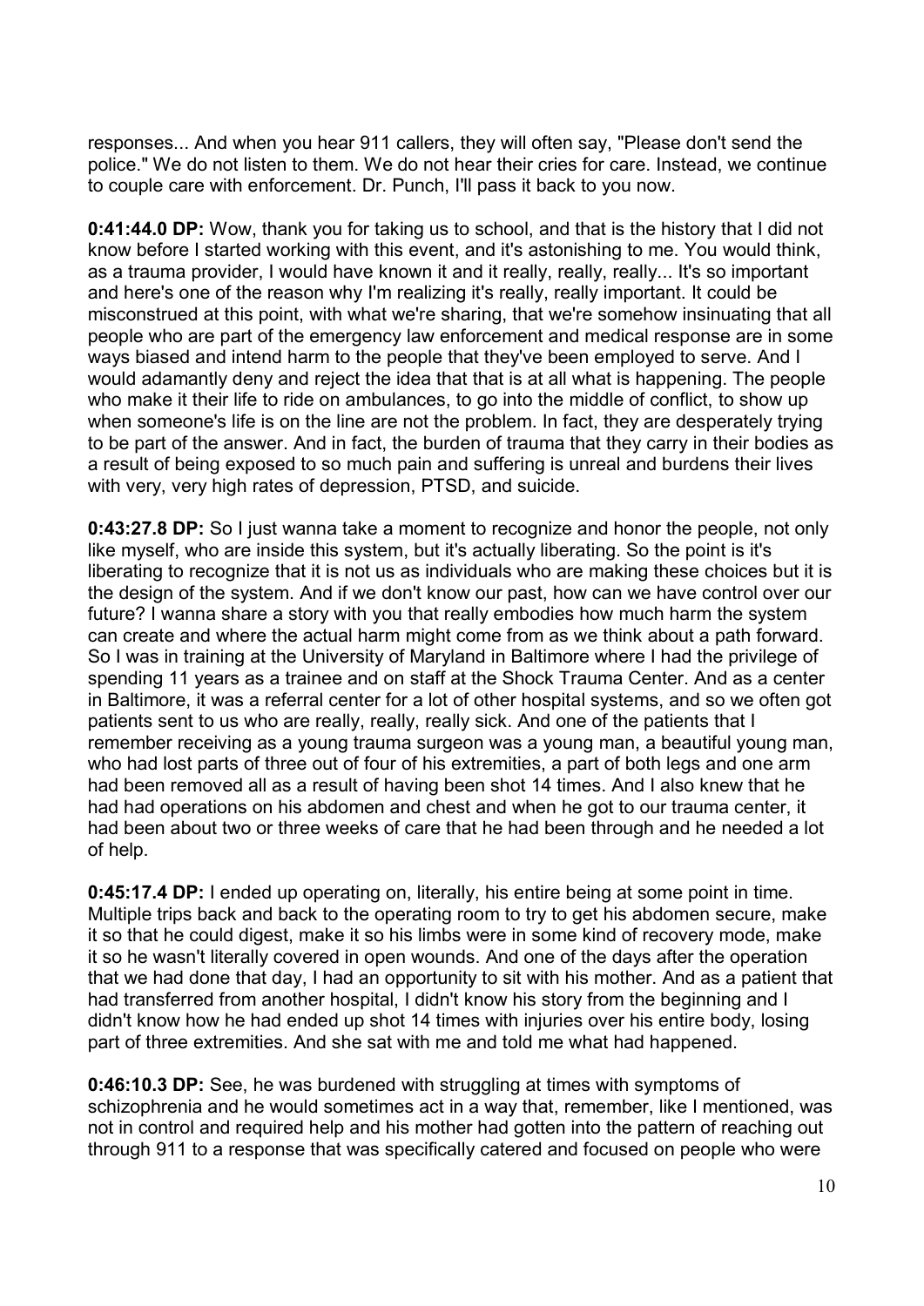responses... And when you hear 911 callers, they will often say, "Please don't send the police." We do not listen to them. We do not hear their cries for care. Instead, we continue to couple care with enforcement. Dr. Punch, I'll pass it back to you now.

**0:41:44.0 DP:** Wow, thank you for taking us to school, and that is the history that I did not know before I started working with this event, and it's astonishing to me. You would think, as a trauma provider, I would have known it and it really, really, really... It's so important and here's one of the reason why I'm realizing it's really, really important. It could be misconstrued at this point, with what we're sharing, that we're somehow insinuating that all people who are part of the emergency law enforcement and medical response are in some ways biased and intend harm to the people that they've been employed to serve. And I would adamantly deny and reject the idea that that is at all what is happening. The people who make it their life to ride on ambulances, to go into the middle of conflict, to show up when someone's life is on the line are not the problem. In fact, they are desperately trying to be part of the answer. And in fact, the burden of trauma that they carry in their bodies as a result of being exposed to so much pain and suffering is unreal and burdens their lives with very, very high rates of depression, PTSD, and suicide.

**0:43:27.8 DP:** So I just wanna take a moment to recognize and honor the people, not only like myself, who are inside this system, but it's actually liberating. So the point is it's liberating to recognize that it is not us as individuals who are making these choices but it is the design of the system. And if we don't know our past, how can we have control over our future? I wanna share a story with you that really embodies how much harm the system can create and where the actual harm might come from as we think about a path forward. So I was in training at the University of Maryland in Baltimore where I had the privilege of spending 11 years as a trainee and on staff at the Shock Trauma Center. And as a center in Baltimore, it was a referral center for a lot of other hospital systems, and so we often got patients sent to us who are really, really, really sick. And one of the patients that I remember receiving as a young trauma surgeon was a young man, a beautiful young man, who had lost parts of three out of four of his extremities, a part of both legs and one arm had been removed all as a result of having been shot 14 times. And I also knew that he had had operations on his abdomen and chest and when he got to our trauma center, it had been about two or three weeks of care that he had been through and he needed a lot of help.

**0:45:17.4 DP:** I ended up operating on, literally, his entire being at some point in time. Multiple trips back and back to the operating room to try to get his abdomen secure, make it so that he could digest, make it so his limbs were in some kind of recovery mode, make it so he wasn't literally covered in open wounds. And one of the days after the operation that we had done that day, I had an opportunity to sit with his mother. And as a patient that had transferred from another hospital, I didn't know his story from the beginning and I didn't know how he had ended up shot 14 times with injuries over his entire body, losing part of three extremities. And she sat with me and told me what had happened.

**0:46:10.3 DP:** See, he was burdened with struggling at times with symptoms of schizophrenia and he would sometimes act in a way that, remember, like I mentioned, was not in control and required help and his mother had gotten into the pattern of reaching out through 911 to a response that was specifically catered and focused on people who were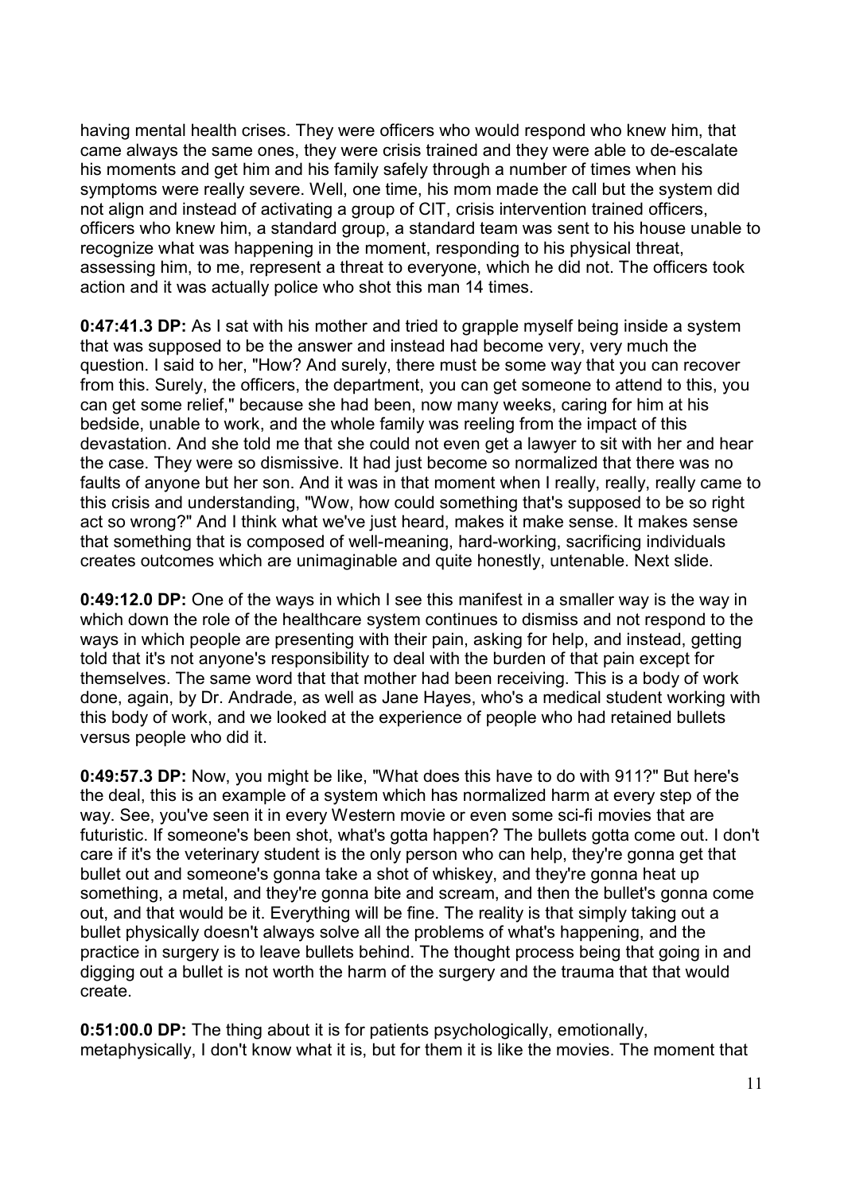having mental health crises. They were officers who would respond who knew him, that came always the same ones, they were crisis trained and they were able to de-escalate his moments and get him and his family safely through a number of times when his symptoms were really severe. Well, one time, his mom made the call but the system did not align and instead of activating a group of CIT, crisis intervention trained officers, officers who knew him, a standard group, a standard team was sent to his house unable to recognize what was happening in the moment, responding to his physical threat, assessing him, to me, represent a threat to everyone, which he did not. The officers took action and it was actually police who shot this man 14 times.

**0:47:41.3 DP:** As I sat with his mother and tried to grapple myself being inside a system that was supposed to be the answer and instead had become very, very much the question. I said to her, "How? And surely, there must be some way that you can recover from this. Surely, the officers, the department, you can get someone to attend to this, you can get some relief," because she had been, now many weeks, caring for him at his bedside, unable to work, and the whole family was reeling from the impact of this devastation. And she told me that she could not even get a lawyer to sit with her and hear the case. They were so dismissive. It had just become so normalized that there was no faults of anyone but her son. And it was in that moment when I really, really, really came to this crisis and understanding, "Wow, how could something that's supposed to be so right act so wrong?" And I think what we've just heard, makes it make sense. It makes sense that something that is composed of well-meaning, hard-working, sacrificing individuals creates outcomes which are unimaginable and quite honestly, untenable. Next slide.

**0:49:12.0 DP:** One of the ways in which I see this manifest in a smaller way is the way in which down the role of the healthcare system continues to dismiss and not respond to the ways in which people are presenting with their pain, asking for help, and instead, getting told that it's not anyone's responsibility to deal with the burden of that pain except for themselves. The same word that that mother had been receiving. This is a body of work done, again, by Dr. Andrade, as well as Jane Hayes, who's a medical student working with this body of work, and we looked at the experience of people who had retained bullets versus people who did it.

**0:49:57.3 DP:** Now, you might be like, "What does this have to do with 911?" But here's the deal, this is an example of a system which has normalized harm at every step of the way. See, you've seen it in every Western movie or even some sci-fi movies that are futuristic. If someone's been shot, what's gotta happen? The bullets gotta come out. I don't care if it's the veterinary student is the only person who can help, they're gonna get that bullet out and someone's gonna take a shot of whiskey, and they're gonna heat up something, a metal, and they're gonna bite and scream, and then the bullet's gonna come out, and that would be it. Everything will be fine. The reality is that simply taking out a bullet physically doesn't always solve all the problems of what's happening, and the practice in surgery is to leave bullets behind. The thought process being that going in and digging out a bullet is not worth the harm of the surgery and the trauma that that would create.

**0:51:00.0 DP:** The thing about it is for patients psychologically, emotionally, metaphysically, I don't know what it is, but for them it is like the movies. The moment that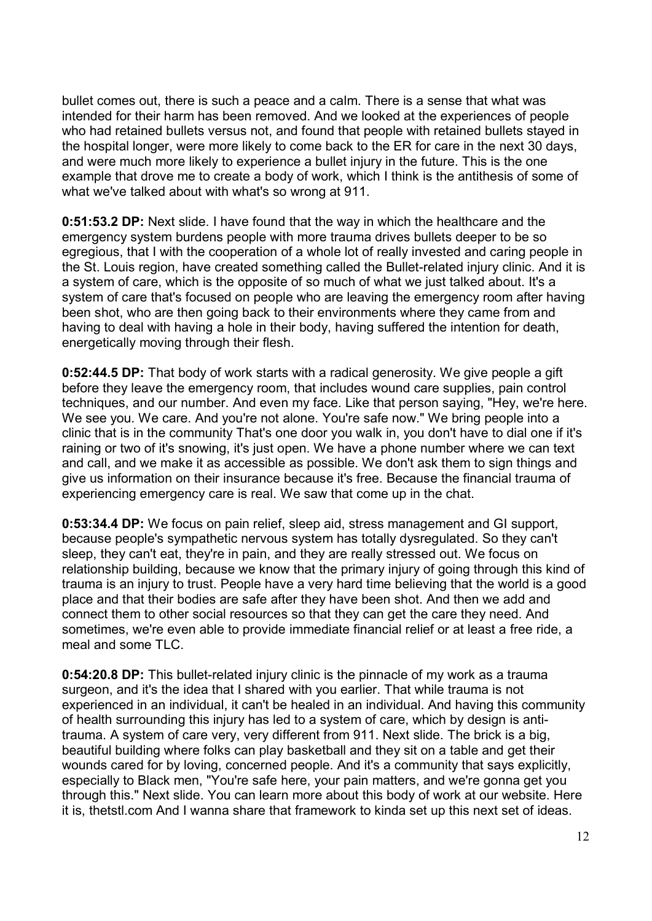bullet comes out, there is such a peace and a calm. There is a sense that what was intended for their harm has been removed. And we looked at the experiences of people who had retained bullets versus not, and found that people with retained bullets stayed in the hospital longer, were more likely to come back to the ER for care in the next 30 days, and were much more likely to experience a bullet injury in the future. This is the one example that drove me to create a body of work, which I think is the antithesis of some of what we've talked about with what's so wrong at 911.

**0:51:53.2 DP:** Next slide. I have found that the way in which the healthcare and the emergency system burdens people with more trauma drives bullets deeper to be so egregious, that I with the cooperation of a whole lot of really invested and caring people in the St. Louis region, have created something called the Bullet-related injury clinic. And it is a system of care, which is the opposite of so much of what we just talked about. It's a system of care that's focused on people who are leaving the emergency room after having been shot, who are then going back to their environments where they came from and having to deal with having a hole in their body, having suffered the intention for death, energetically moving through their flesh.

**0:52:44.5 DP:** That body of work starts with a radical generosity. We give people a gift before they leave the emergency room, that includes wound care supplies, pain control techniques, and our number. And even my face. Like that person saying, "Hey, we're here. We see you. We care. And you're not alone. You're safe now." We bring people into a clinic that is in the community That's one door you walk in, you don't have to dial one if it's raining or two of it's snowing, it's just open. We have a phone number where we can text and call, and we make it as accessible as possible. We don't ask them to sign things and give us information on their insurance because it's free. Because the financial trauma of experiencing emergency care is real. We saw that come up in the chat.

**0:53:34.4 DP:** We focus on pain relief, sleep aid, stress management and GI support, because people's sympathetic nervous system has totally dysregulated. So they can't sleep, they can't eat, they're in pain, and they are really stressed out. We focus on relationship building, because we know that the primary injury of going through this kind of trauma is an injury to trust. People have a very hard time believing that the world is a good place and that their bodies are safe after they have been shot. And then we add and connect them to other social resources so that they can get the care they need. And sometimes, we're even able to provide immediate financial relief or at least a free ride, a meal and some TLC.

**0:54:20.8 DP:** This bullet-related injury clinic is the pinnacle of my work as a trauma surgeon, and it's the idea that I shared with you earlier. That while trauma is not experienced in an individual, it can't be healed in an individual. And having this community of health surrounding this injury has led to a system of care, which by design is anti-trauma. A system of care very, very different from 911. Next slide. The brick is a big, beautiful building where folks can play basketball and they sit on a table and get their wounds cared for by loving, concerned people. And it's a community that says explicitly, especially to Black men, "You're safe here, your pain matters, and we're gonna get you through this." Next slide. You can learn more about this body of work at our website. Here it is, thetstl.com And I wanna share that framework to kinda set up this next set of ideas.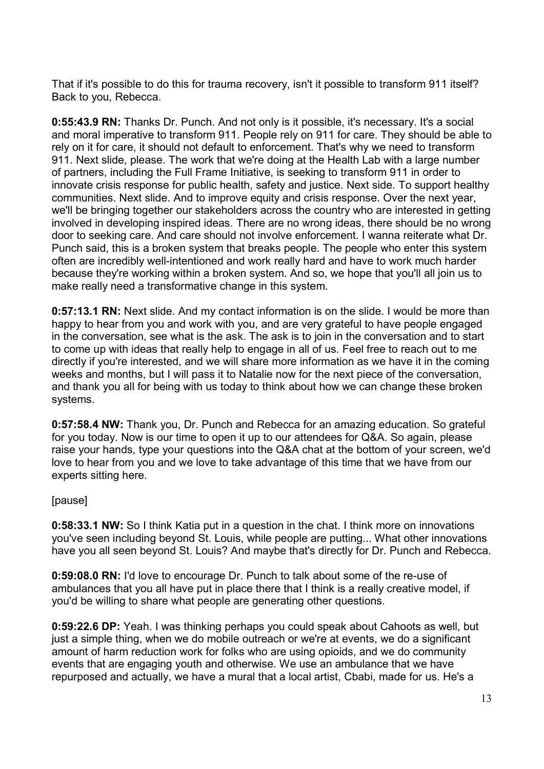That if it's possible to do this for trauma recovery, isn't it possible to transform 911 itself? Back to you, Rebecca.

**0:55:43.9 RN:** Thanks Dr. Punch. And not only is it possible, it's necessary. It's a social and moral imperative to transform 911. People rely on 911 for care. They should be able to rely on it for care, it should not default to enforcement. That's why we need to transform 911. Next slide, please. The work that we're doing at the Health Lab with a large number of partners, including the Full Frame Initiative, is seeking to transform 911 in order to innovate crisis response for public health, safety and justice. Next side. To support healthy communities. Next slide. And to improve equity and crisis response. Over the next year, we'll be bringing together our stakeholders across the country who are interested in getting involved in developing inspired ideas. There are no wrong ideas, there should be no wrong door to seeking care. And care should not involve enforcement. I wanna reiterate what Dr. Punch said, this is a broken system that breaks people. The people who enter this system often are incredibly well-intentioned and work really hard and have to work much harder because they're working within a broken system. And so, we hope that you'll all join us to make really need a transformative change in this system.

**0:57:13.1 RN:** Next slide. And my contact information is on the slide. I would be more than happy to hear from you and work with you, and are very grateful to have people engaged in the conversation, see what is the ask. The ask is to join in the conversation and to start to come up with ideas that really help to engage in all of us. Feel free to reach out to me directly if you're interested, and we will share more information as we have it in the coming weeks and months, but I will pass it to Natalie now for the next piece of the conversation, and thank you all for being with us today to think about how we can change these broken systems.

**0:57:58.4 NW:** Thank you, Dr. Punch and Rebecca for an amazing education. So grateful for you today. Now is our time to open it up to our attendees for Q&A. So again, please raise your hands, type your questions into the Q&A chat at the bottom of your screen, we'd love to hear from you and we love to take advantage of this time that we have from our experts sitting here.

[pause]

**0:58:33.1 NW:** So I think Katia put in a question in the chat. I think more on innovations you've seen including beyond St. Louis, while people are putting... What other innovations have you all seen beyond St. Louis? And maybe that's directly for Dr. Punch and Rebecca.

**0:59:08.0 RN:** I'd love to encourage Dr. Punch to talk about some of the re-use of ambulances that you all have put in place there that I think is a really creative model, if you'd be willing to share what people are generating other questions.

**0:59:22.6 DP:** Yeah. I was thinking perhaps you could speak about Cahoots as well, but just a simple thing, when we do mobile outreach or we're at events, we do a significant amount of harm reduction work for folks who are using opioids, and we do community events that are engaging youth and otherwise. We use an ambulance that we have repurposed and actually, we have a mural that a local artist, Cbabi, made for us. He's a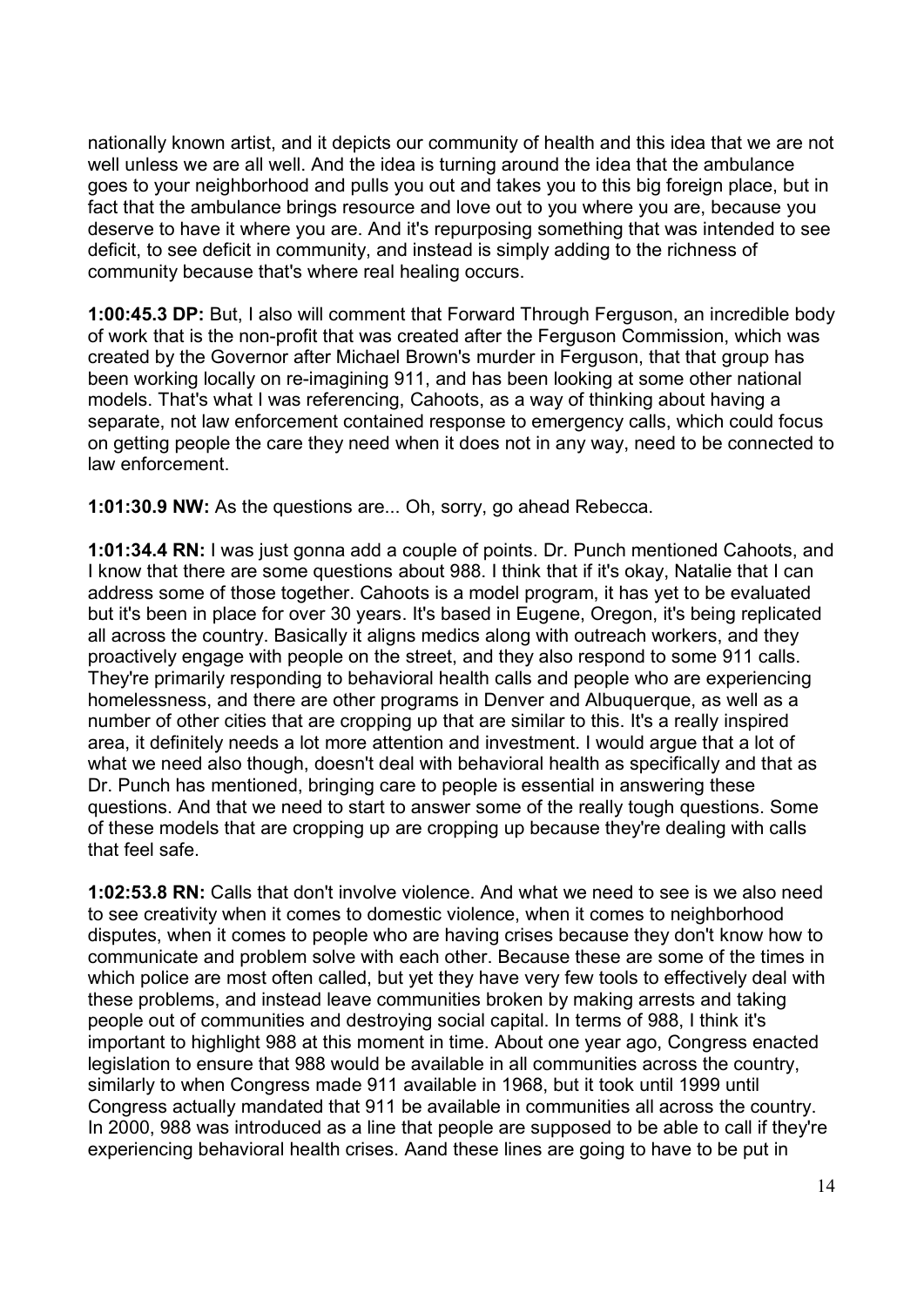nationally known artist, and it depicts our community of health and this idea that we are not well unless we are all well. And the idea is turning around the idea that the ambulance goes to your neighborhood and pulls you out and takes you to this big foreign place, but in fact that the ambulance brings resource and love out to you where you are, because you deserve to have it where you are. And it's repurposing something that was intended to see deficit, to see deficit in community, and instead is simply adding to the richness of community because that's where real healing occurs.

**1:00:45.3 DP:** But, I also will comment that Forward Through Ferguson, an incredible body of work that is the non-profit that was created after the Ferguson Commission, which was created by the Governor after Michael Brown's murder in Ferguson, that that group has been working locally on re-imagining 911, and has been looking at some other national models. That's what I was referencing, Cahoots, as a way of thinking about having a separate, not law enforcement contained response to emergency calls, which could focus on getting people the care they need when it does not in any way, need to be connected to law enforcement.

**1:01:30.9 NW:** As the questions are... Oh, sorry, go ahead Rebecca.

**1:01:34.4 RN:** I was just gonna add a couple of points. Dr. Punch mentioned Cahoots, and I know that there are some questions about 988. I think that if it's okay, Natalie that I can address some of those together. Cahoots is a model program, it has yet to be evaluated but it's been in place for over 30 years. It's based in Eugene, Oregon, it's being replicated all across the country. Basically it aligns medics along with outreach workers, and they proactively engage with people on the street, and they also respond to some 911 calls. They're primarily responding to behavioral health calls and people who are experiencing homelessness, and there are other programs in Denver and Albuquerque, as well as a number of other cities that are cropping up that are similar to this. It's a really inspired area, it definitely needs a lot more attention and investment. I would argue that a lot of what we need also though, doesn't deal with behavioral health as specifically and that as Dr. Punch has mentioned, bringing care to people is essential in answering these questions. And that we need to start to answer some of the really tough questions. Some of these models that are cropping up are cropping up because they're dealing with calls that feel safe.

**1:02:53.8 RN:** Calls that don't involve violence. And what we need to see is we also need to see creativity when it comes to domestic violence, when it comes to neighborhood disputes, when it comes to people who are having crises because they don't know how to communicate and problem solve with each other. Because these are some of the times in which police are most often called, but yet they have very few tools to effectively deal with these problems, and instead leave communities broken by making arrests and taking people out of communities and destroying social capital. In terms of 988, I think it's important to highlight 988 at this moment in time. About one year ago, Congress enacted legislation to ensure that 988 would be available in all communities across the country, similarly to when Congress made 911 available in 1968, but it took until 1999 until Congress actually mandated that 911 be available in communities all across the country. In 2000, 988 was introduced as a line that people are supposed to be able to call if they're experiencing behavioral health crises. Aand these lines are going to have to be put in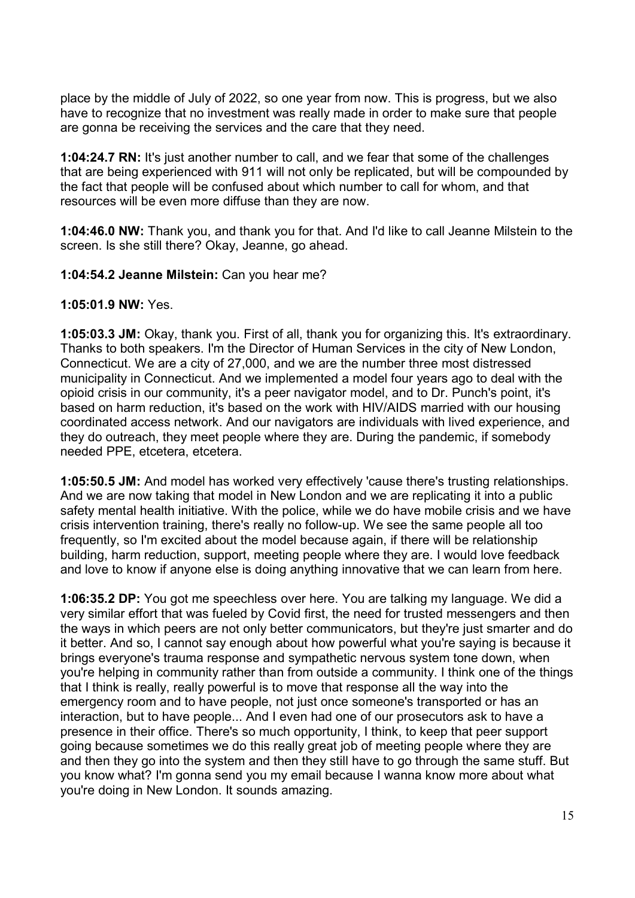place by the middle of July of 2022, so one year from now. This is progress, but we also have to recognize that no investment was really made in order to make sure that people are gonna be receiving the services and the care that they need.

**1:04:24.7 RN:** It's just another number to call, and we fear that some of the challenges that are being experienced with 911 will not only be replicated, but will be compounded by the fact that people will be confused about which number to call for whom, and that resources will be even more diffuse than they are now.

**1:04:46.0 NW:** Thank you, and thank you for that. And I'd like to call Jeanne Milstein to the screen. Is she still there? Okay, Jeanne, go ahead.

**1:04:54.2 Jeanne Milstein:** Can you hear me?

**1:05:01.9 NW:** Yes.

**1:05:03.3 JM:** Okay, thank you. First of all, thank you for organizing this. It's extraordinary. Thanks to both speakers. I'm the Director of Human Services in the city of New London, Connecticut. We are a city of 27,000, and we are the number three most distressed municipality in Connecticut. And we implemented a model four years ago to deal with the opioid crisis in our community, it's a peer navigator model, and to Dr. Punch's point, it's based on harm reduction, it's based on the work with HIV/AIDS married with our housing coordinated access network. And our navigators are individuals with lived experience, and they do outreach, they meet people where they are. During the pandemic, if somebody needed PPE, etcetera, etcetera.

**1:05:50.5 JM:** And model has worked very effectively 'cause there's trusting relationships. And we are now taking that model in New London and we are replicating it into a public safety mental health initiative. With the police, while we do have mobile crisis and we have crisis intervention training, there's really no follow-up. We see the same people all too frequently, so I'm excited about the model because again, if there will be relationship building, harm reduction, support, meeting people where they are. I would love feedback and love to know if anyone else is doing anything innovative that we can learn from here.

**1:06:35.2 DP:** You got me speechless over here. You are talking my language. We did a very similar effort that was fueled by Covid first, the need for trusted messengers and then the ways in which peers are not only better communicators, but they're just smarter and do it better. And so, I cannot say enough about how powerful what you're saying is because it brings everyone's trauma response and sympathetic nervous system tone down, when you're helping in community rather than from outside a community. I think one of the things that I think is really, really powerful is to move that response all the way into the emergency room and to have people, not just once someone's transported or has an interaction, but to have people... And I even had one of our prosecutors ask to have a presence in their office. There's so much opportunity, I think, to keep that peer support going because sometimes we do this really great job of meeting people where they are and then they go into the system and then they still have to go through the same stuff. But you know what? I'm gonna send you my email because I wanna know more about what you're doing in New London. It sounds amazing.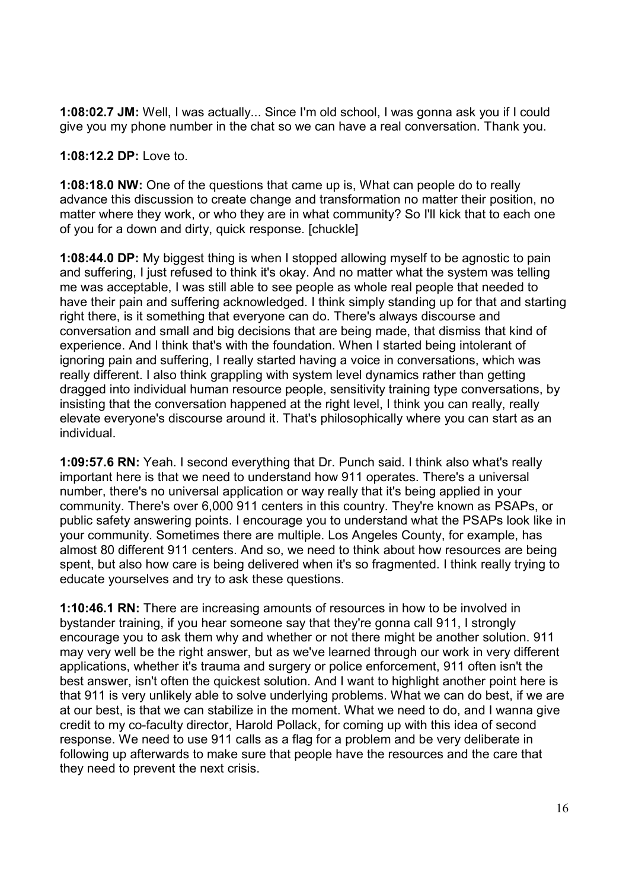**1:08:02.7 JM:** Well, I was actually... Since I'm old school, I was gonna ask you if I could give you my phone number in the chat so we can have a real conversation. Thank you.

**1:08:12.2 DP:** Love to.

**1:08:18.0 NW:** One of the questions that came up is, What can people do to really advance this discussion to create change and transformation no matter their position, no matter where they work, or who they are in what community? So I'll kick that to each one of you for a down and dirty, quick response. [chuckle]

**1:08:44.0 DP:** My biggest thing is when I stopped allowing myself to be agnostic to pain and suffering, I just refused to think it's okay. And no matter what the system was telling me was acceptable, I was still able to see people as whole real people that needed to have their pain and suffering acknowledged. I think simply standing up for that and starting right there, is it something that everyone can do. There's always discourse and conversation and small and big decisions that are being made, that dismiss that kind of experience. And I think that's with the foundation. When I started being intolerant of ignoring pain and suffering, I really started having a voice in conversations, which was really different. I also think grappling with system level dynamics rather than getting dragged into individual human resource people, sensitivity training type conversations, by insisting that the conversation happened at the right level, I think you can really, really elevate everyone's discourse around it. That's philosophically where you can start as an individual.

**1:09:57.6 RN:** Yeah. I second everything that Dr. Punch said. I think also what's really important here is that we need to understand how 911 operates. There's a universal number, there's no universal application or way really that it's being applied in your community. There's over 6,000 911 centers in this country. They're known as PSAPs, or public safety answering points. I encourage you to understand what the PSAPs look like in your community. Sometimes there are multiple. Los Angeles County, for example, has almost 80 different 911 centers. And so, we need to think about how resources are being spent, but also how care is being delivered when it's so fragmented. I think really trying to educate yourselves and try to ask these questions.

**1:10:46.1 RN:** There are increasing amounts of resources in how to be involved in bystander training, if you hear someone say that they're gonna call 911, I strongly encourage you to ask them why and whether or not there might be another solution. 911 may very well be the right answer, but as we've learned through our work in very different applications, whether it's trauma and surgery or police enforcement, 911 often isn't the best answer, isn't often the quickest solution. And I want to highlight another point here is that 911 is very unlikely able to solve underlying problems. What we can do best, if we are at our best, is that we can stabilize in the moment. What we need to do, and I wanna give credit to my co-faculty director, Harold Pollack, for coming up with this idea of second response. We need to use 911 calls as a flag for a problem and be very deliberate in following up afterwards to make sure that people have the resources and the care that they need to prevent the next crisis.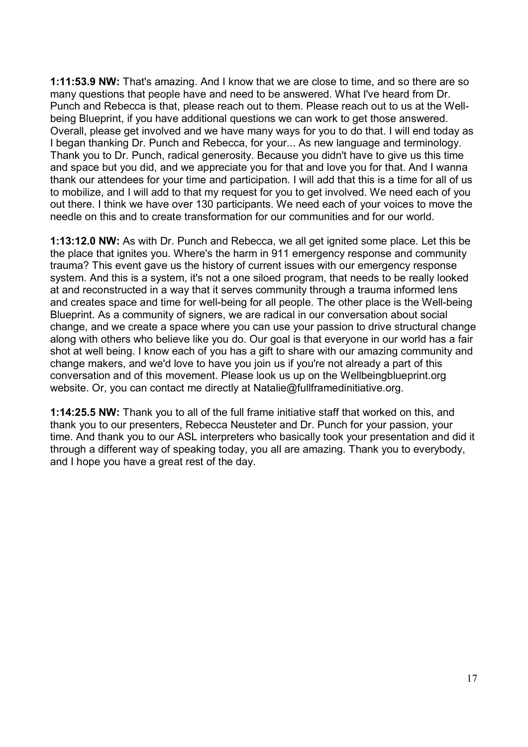**1:11:53.9 NW:** That's amazing. And I know that we are close to time, and so there are so many questions that people have and need to be answered. What I've heard from Dr. Punch and Rebecca is that, please reach out to them. Please reach out to us at the Well-being Blueprint, if you have additional questions we can work to get those answered. Overall, please get involved and we have many ways for you to do that. I will end today as I began thanking Dr. Punch and Rebecca, for your... As new language and terminology. Thank you to Dr. Punch, radical generosity. Because you didn't have to give us this time and space but you did, and we appreciate you for that and love you for that. And I wanna thank our attendees for your time and participation. I will add that this is a time for all of us to mobilize, and I will add to that my request for you to get involved. We need each of you out there. I think we have over 130 participants. We need each of your voices to move the needle on this and to create transformation for our communities and for our world.

**1:13:12.0 NW:** As with Dr. Punch and Rebecca, we all get ignited some place. Let this be the place that ignites you. Where's the harm in 911 emergency response and community trauma? This event gave us the history of current issues with our emergency response system. And this is a system, it's not a one siloed program, that needs to be really looked at and reconstructed in a way that it serves community through a trauma informed lens and creates space and time for well-being for all people. The other place is the Well-being Blueprint. As a community of signers, we are radical in our conversation about social change, and we create a space where you can use your passion to drive structural change along with others who believe like you do. Our goal is that everyone in our world has a fair shot at well being. I know each of you has a gift to share with our amazing community and change makers, and we'd love to have you join us if you're not already a part of this conversation and of this movement. Please look us up on the Wellbeingblueprint.org website. Or, you can contact me directly at Natalie@fullframedinitiative.org.

**1:14:25.5 NW:** Thank you to all of the full frame initiative staff that worked on this, and thank you to our presenters, Rebecca Neusteter and Dr. Punch for your passion, your time. And thank you to our ASL interpreters who basically took your presentation and did it through a different way of speaking today, you all are amazing. Thank you to everybody, and I hope you have a great rest of the day.